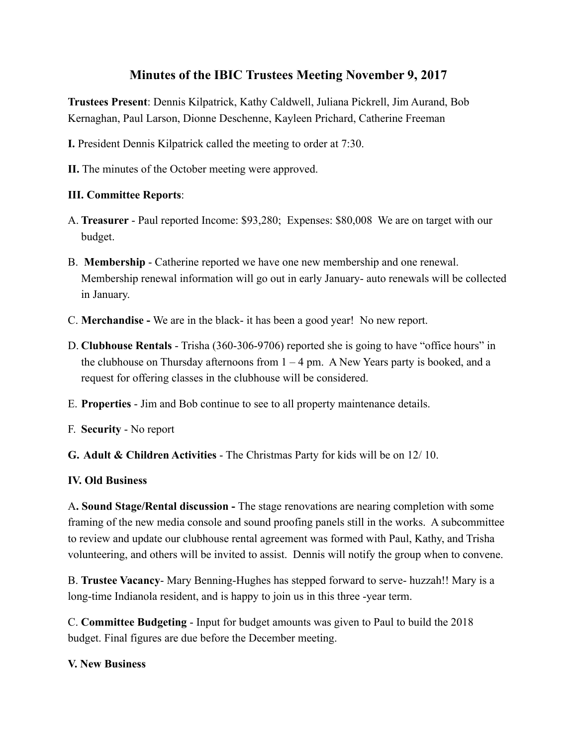# Minutes of the IBIC Trustees Meeting November 9, 2017

**Trustees Present**: Dennis Kilpatrick, Kathy Caldwell, Juliana Pickrell, Jim Aurand, Bob Kernaghan, Paul Larson, Dionne Deschenne, Kayleen Prichard, Catherine Freeman

**I.** President Dennis Kilpatrick called the meeting to order at 7:30.

**II.** The minutes of the October meeting were approved.

**III. Committee Reports**:

A. **Treasurer** - Paul reported Income: $93,280; Expenses: $80,008 We are on target with our budget.

B. **Membership** - Catherine reported we have one new membership and one renewal. Membership renewal information will go out in early January- auto renewals will be collected in January.

C. **Merchandise -** We are in the black- it has been a good year! No new report.

D. **Clubhouse Rentals** - Trisha (360-306-9706) reported she is going to have "office hours" in the clubhouse on Thursday afternoons from 1 – 4 pm. A New Years party is booked, and a request for offering classes in the clubhouse will be considered.

E. **Properties** - Jim and Bob continue to see to all property maintenance details.

F. **Security** - No report

**G. Adult & Children Activities** - The Christmas Party for kids will be on 12/ 10.

**IV. Old Business**

A**. Sound Stage/Rental discussion -** The stage renovations are nearing completion with some framing of the new media console and sound proofing panels still in the works. A subcommittee to review and update our clubhouse rental agreement was formed with Paul, Kathy, and Trisha volunteering, and others will be invited to assist. Dennis will notify the group when to convene.

B. **Trustee Vacancy**- Mary Benning-Hughes has stepped forward to serve- huzzah!! Mary is a long-time Indianola resident, and is happy to join us in this three -year term.

C. **Committee Budgeting** - Input for budget amounts was given to Paul to build the 2018 budget. Final figures are due before the December meeting.

**V. New Business**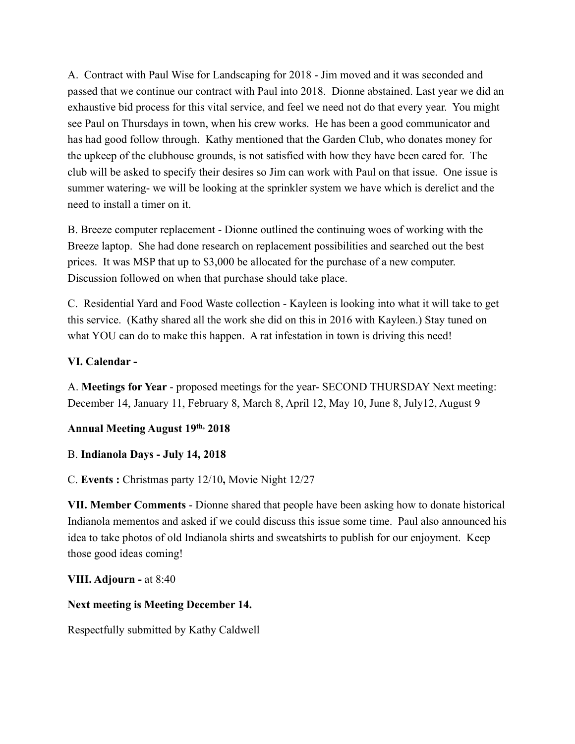A. Contract with Paul Wise for Landscaping for 2018 - Jim moved and it was seconded and passed that we continue our contract with Paul into 2018. Dionne abstained. Last year we did an exhaustive bid process for this vital service, and feel we need not do that every year. You might see Paul on Thursdays in town, when his crew works. He has been a good communicator and has had good follow through. Kathy mentioned that the Garden Club, who donates money for the upkeep of the clubhouse grounds, is not satisfied with how they have been cared for. The club will be asked to specify their desires so Jim can work with Paul on that issue. One issue is summer watering- we will be looking at the sprinkler system we have which is derelict and the need to install a timer on it.

B. Breeze computer replacement - Dionne outlined the continuing woes of working with the Breeze laptop. She had done research on replacement possibilities and searched out the best prices. It was MSP that up to $3,000 be allocated for the purchase of a new computer. Discussion followed on when that purchase should take place.

C. Residential Yard and Food Waste collection - Kayleen is looking into what it will take to get this service. (Kathy shared all the work she did on this in 2016 with Kayleen.) Stay tuned on what YOU can do to make this happen. A rat infestation in town is driving this need!

**VI. Calendar -**

A. **Meetings for Year** - proposed meetings for the year- SECOND THURSDAY Next meeting: December 14, January 11, February 8, March 8, April 12, May 10, June 8, July12, August 9

**Annual Meeting August 19th, 2018**

B. **Indianola Days - July 14, 2018**

C. **Events :** Christmas party 12/10**,** Movie Night 12/27

**VII. Member Comments** - Dionne shared that people have been asking how to donate historical Indianola mementos and asked if we could discuss this issue some time. Paul also announced his idea to take photos of old Indianola shirts and sweatshirts to publish for our enjoyment. Keep those good ideas coming!

**VIII. Adjourn -** at 8:40

**Next meeting is Meeting December 14.**

Respectfully submitted by Kathy Caldwell